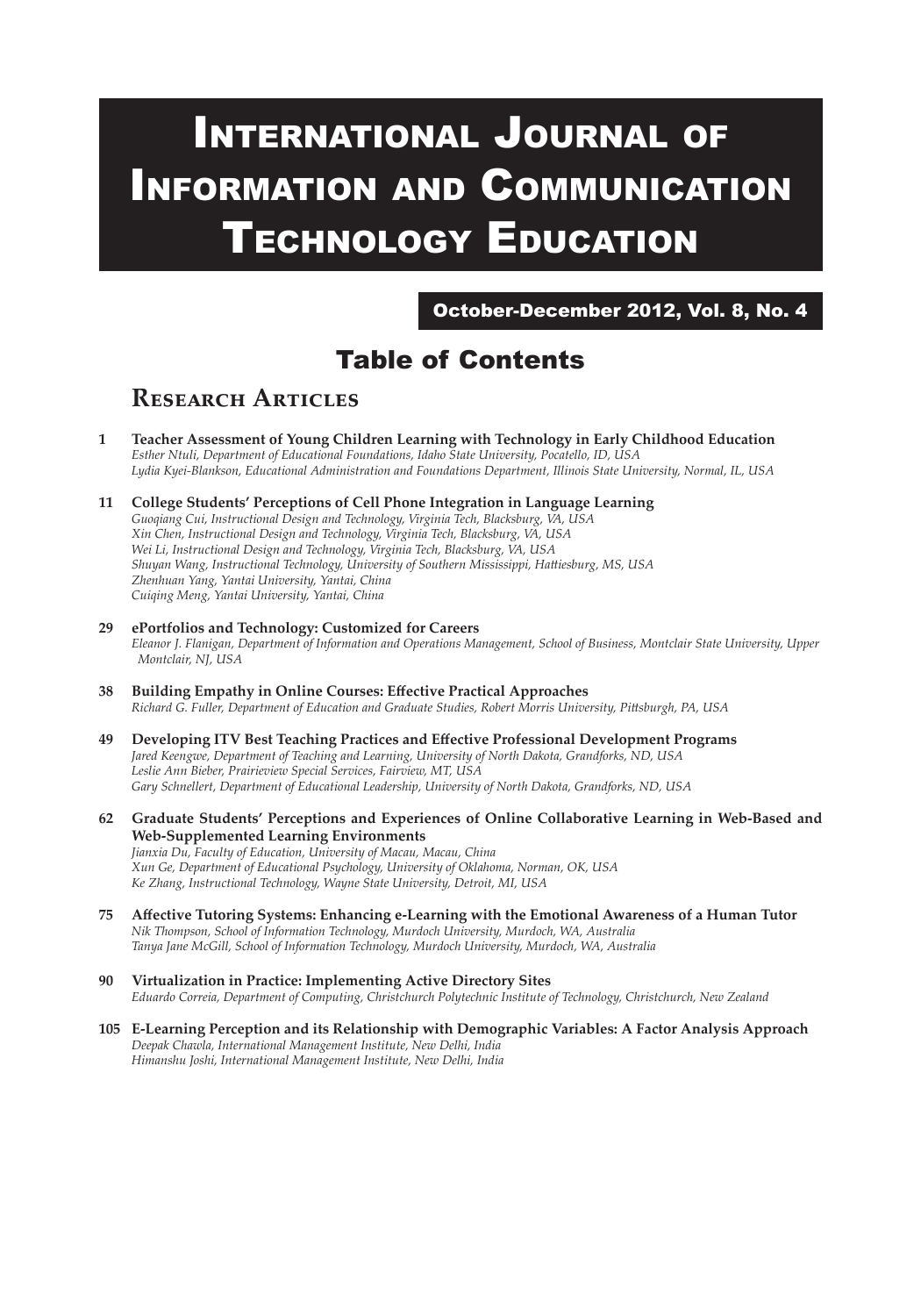# International Journal of Information and Communication Technology Education

October-December 2012, Vol. 8, No. 4

## Table of Contents

### Research Articles

**1 Teacher Assessment of Young Children Learning with Technology in Early Childhood Education**
*Esther Ntuli, Department of Educational Foundations, Idaho State University, Pocatello, ID, USA*
*Lydia Kyei-Blankson, Educational Administration and Foundations Department, Illinois State University, Normal, IL, USA*

**11 College Students' Perceptions of Cell Phone Integration in Language Learning**
*Guoqiang Cui, Instructional Design and Technology, Virginia Tech, Blacksburg, VA, USA*
*Xin Chen, Instructional Design and Technology, Virginia Tech, Blacksburg, VA, USA*
*Wei Li, Instructional Design and Technology, Virginia Tech, Blacksburg, VA, USA*
*Shuyan Wang, Instructional Technology, University of Southern Mississippi, Hattiesburg, MS, USA*
*Zhenhuan Yang, Yantai University, Yantai, China*
*Cuiqing Meng, Yantai University, Yantai, China*

**29 ePortfolios and Technology: Customized for Careers**
*Eleanor J. Flanigan, Department of Information and Operations Management, School of Business, Montclair State University, Upper Montclair, NJ, USA*

**38 Building Empathy in Online Courses: Effective Practical Approaches**
*Richard G. Fuller, Department of Education and Graduate Studies, Robert Morris University, Pittsburgh, PA, USA*

**49 Developing ITV Best Teaching Practices and Effective Professional Development Programs**
*Jared Keengwe, Department of Teaching and Learning, University of North Dakota, Grandforks, ND, USA*
*Leslie Ann Bieber, Prairieview Special Services, Fairview, MT, USA*
*Gary Schnellert, Department of Educational Leadership, University of North Dakota, Grandforks, ND, USA*

**62 Graduate Students' Perceptions and Experiences of Online Collaborative Learning in Web-Based and Web-Supplemented Learning Environments**
*Jianxia Du, Faculty of Education, University of Macau, Macau, China*
*Xun Ge, Department of Educational Psychology, University of Oklahoma, Norman, OK, USA*
*Ke Zhang, Instructional Technology, Wayne State University, Detroit, MI, USA*

**75 Affective Tutoring Systems: Enhancing e-Learning with the Emotional Awareness of a Human Tutor**
*Nik Thompson, School of Information Technology, Murdoch University, Murdoch, WA, Australia*
*Tanya Jane McGill, School of Information Technology, Murdoch University, Murdoch, WA, Australia*

**90 Virtualization in Practice: Implementing Active Directory Sites**
*Eduardo Correia, Department of Computing, Christchurch Polytechnic Institute of Technology, Christchurch, New Zealand*

**105 E-Learning Perception and its Relationship with Demographic Variables: A Factor Analysis Approach**
*Deepak Chawla, International Management Institute, New Delhi, India*
*Himanshu Joshi, International Management Institute, New Delhi, India*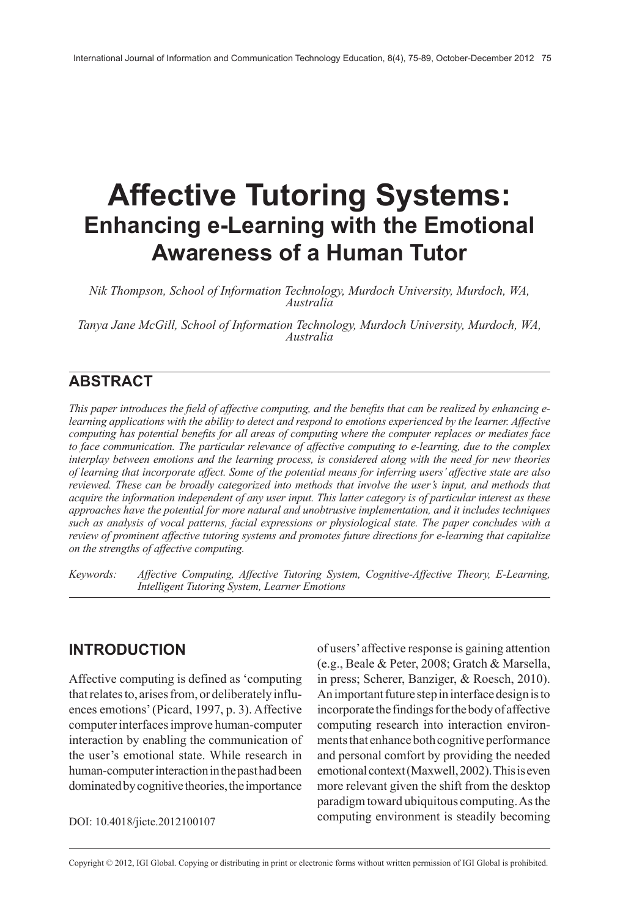# Affective Tutoring Systems: Enhancing e-Learning with the Emotional Awareness of a Human Tutor

*Nik Thompson, School of Information Technology, Murdoch University, Murdoch, WA, Australia*

*Tanya Jane McGill, School of Information Technology, Murdoch University, Murdoch, WA, Australia*

## ABSTRACT

*This paper introduces the field of affective computing, and the benefits that can be realized by enhancing e-learning applications with the ability to detect and respond to emotions experienced by the learner. Affective computing has potential benefits for all areas of computing where the computer replaces or mediates face to face communication. The particular relevance of affective computing to e-learning, due to the complex interplay between emotions and the learning process, is considered along with the need for new theories of learning that incorporate affect. Some of the potential means for inferring users' affective state are also reviewed. These can be broadly categorized into methods that involve the user's input, and methods that acquire the information independent of any user input. This latter category is of particular interest as these approaches have the potential for more natural and unobtrusive implementation, and it includes techniques such as analysis of vocal patterns, facial expressions or physiological state. The paper concludes with a review of prominent affective tutoring systems and promotes future directions for e-learning that capitalize on the strengths of affective computing.*

*Keywords:* *Affective Computing, Affective Tutoring System, Cognitive-Affective Theory, E-Learning, Intelligent Tutoring System, Learner Emotions*

## INTRODUCTION

Affective computing is defined as 'computing that relates to, arises from, or deliberately influences emotions' (Picard, 1997, p. 3). Affective computer interfaces improve human-computer interaction by enabling the communication of the user's emotional state. While research in human-computer interaction in the past had been dominated by cognitive theories, the importance of users' affective response is gaining attention (e.g., Beale & Peter, 2008; Gratch & Marsella, in press; Scherer, Banziger, & Roesch, 2010). An important future step in interface design is to incorporate the findings for the body of affective computing research into interaction environments that enhance both cognitive performance and personal comfort by providing the needed emotional context (Maxwell, 2002). This is even more relevant given the shift from the desktop paradigm toward ubiquitous computing. As the computing environment is steadily becoming

DOI: 10.4018/jicte.2012100107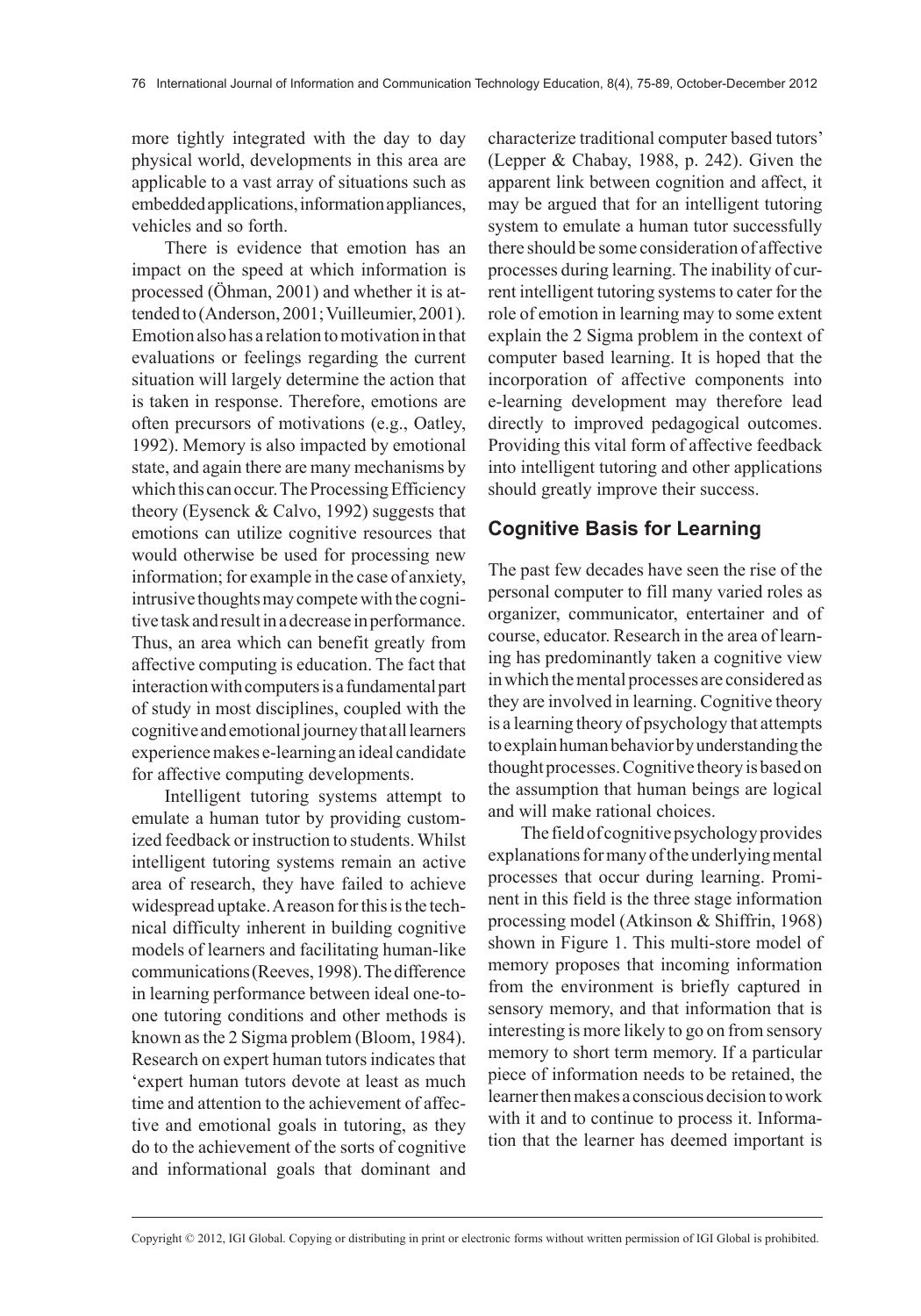more tightly integrated with the day to day physical world, developments in this area are applicable to a vast array of situations such as embedded applications, information appliances, vehicles and so forth.

There is evidence that emotion has an impact on the speed at which information is processed (Öhman, 2001) and whether it is attended to (Anderson, 2001; Vuilleumier, 2001). Emotion also has a relation to motivation in that evaluations or feelings regarding the current situation will largely determine the action that is taken in response. Therefore, emotions are often precursors of motivations (e.g., Oatley, 1992). Memory is also impacted by emotional state, and again there are many mechanisms by which this can occur. The Processing Efficiency theory (Eysenck & Calvo, 1992) suggests that emotions can utilize cognitive resources that would otherwise be used for processing new information; for example in the case of anxiety, intrusive thoughts may compete with the cognitive task and result in a decrease in performance. Thus, an area which can benefit greatly from affective computing is education. The fact that interaction with computers is a fundamental part of study in most disciplines, coupled with the cognitive and emotional journey that all learners experience makes e-learning an ideal candidate for affective computing developments.

Intelligent tutoring systems attempt to emulate a human tutor by providing customized feedback or instruction to students. Whilst intelligent tutoring systems remain an active area of research, they have failed to achieve widespread uptake. A reason for this is the technical difficulty inherent in building cognitive models of learners and facilitating human-like communications (Reeves, 1998). The difference in learning performance between ideal one-to-one tutoring conditions and other methods is known as the 2 Sigma problem (Bloom, 1984). Research on expert human tutors indicates that 'expert human tutors devote at least as much time and attention to the achievement of affective and emotional goals in tutoring, as they do to the achievement of the sorts of cognitive and informational goals that dominant and characterize traditional computer based tutors' (Lepper & Chabay, 1988, p. 242). Given the apparent link between cognition and affect, it may be argued that for an intelligent tutoring system to emulate a human tutor successfully there should be some consideration of affective processes during learning. The inability of current intelligent tutoring systems to cater for the role of emotion in learning may to some extent explain the 2 Sigma problem in the context of computer based learning. It is hoped that the incorporation of affective components into e-learning development may therefore lead directly to improved pedagogical outcomes. Providing this vital form of affective feedback into intelligent tutoring and other applications should greatly improve their success.

## Cognitive Basis for Learning

The past few decades have seen the rise of the personal computer to fill many varied roles as organizer, communicator, entertainer and of course, educator. Research in the area of learning has predominantly taken a cognitive view in which the mental processes are considered as they are involved in learning. Cognitive theory is a learning theory of psychology that attempts to explain human behavior by understanding the thought processes. Cognitive theory is based on the assumption that human beings are logical and will make rational choices.

The field of cognitive psychology provides explanations for many of the underlying mental processes that occur during learning. Prominent in this field is the three stage information processing model (Atkinson & Shiffrin, 1968) shown in Figure 1. This multi-store model of memory proposes that incoming information from the environment is briefly captured in sensory memory, and that information that is interesting is more likely to go on from sensory memory to short term memory. If a particular piece of information needs to be retained, the learner then makes a conscious decision to work with it and to continue to process it. Information that the learner has deemed important is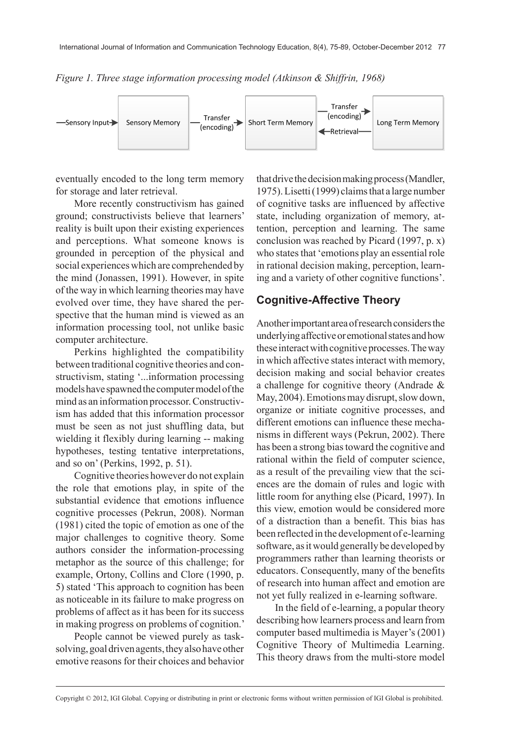*Figure 1. Three stage information processing model (Atkinson & Shiffrin, 1968)*

Sensory Input → Sensory Memory → Transfer (encoding) → Short Term Memory → Transfer (encoding) → Long Term Memory; Long Term Memory → Retrieval → Short Term Memory

eventually encoded to the long term memory for storage and later retrieval.

More recently constructivism has gained ground; constructivists believe that learners' reality is built upon their existing experiences and perceptions. What someone knows is grounded in perception of the physical and social experiences which are comprehended by the mind (Jonassen, 1991). However, in spite of the way in which learning theories may have evolved over time, they have shared the perspective that the human mind is viewed as an information processing tool, not unlike basic computer architecture.

Perkins highlighted the compatibility between traditional cognitive theories and constructivism, stating '...information processing models have spawned the computer model of the mind as an information processor. Constructivism has added that this information processor must be seen as not just shuffling data, but wielding it flexibly during learning -- making hypotheses, testing tentative interpretations, and so on' (Perkins, 1992, p. 51).

Cognitive theories however do not explain the role that emotions play, in spite of the substantial evidence that emotions influence cognitive processes (Pekrun, 2008). Norman (1981) cited the topic of emotion as one of the major challenges to cognitive theory. Some authors consider the information-processing metaphor as the source of this challenge; for example, Ortony, Collins and Clore (1990, p. 5) stated 'This approach to cognition has been as noticeable in its failure to make progress on problems of affect as it has been for its success in making progress on problems of cognition.'

People cannot be viewed purely as task-solving, goal driven agents, they also have other emotive reasons for their choices and behavior that drive the decision making process (Mandler, 1975). Lisetti (1999) claims that a large number of cognitive tasks are influenced by affective state, including organization of memory, attention, perception and learning. The same conclusion was reached by Picard (1997, p. x) who states that 'emotions play an essential role in rational decision making, perception, learning and a variety of other cognitive functions'.

## Cognitive-Affective Theory

Another important area of research considers the underlying affective or emotional states and how these interact with cognitive processes. The way in which affective states interact with memory, decision making and social behavior creates a challenge for cognitive theory (Andrade & May, 2004). Emotions may disrupt, slow down, organize or initiate cognitive processes, and different emotions can influence these mechanisms in different ways (Pekrun, 2002). There has been a strong bias toward the cognitive and rational within the field of computer science, as a result of the prevailing view that the sciences are the domain of rules and logic with little room for anything else (Picard, 1997). In this view, emotion would be considered more of a distraction than a benefit. This bias has been reflected in the development of e-learning software, as it would generally be developed by programmers rather than learning theorists or educators. Consequently, many of the benefits of research into human affect and emotion are not yet fully realized in e-learning software.

In the field of e-learning, a popular theory describing how learners process and learn from computer based multimedia is Mayer's (2001) Cognitive Theory of Multimedia Learning. This theory draws from the multi-store model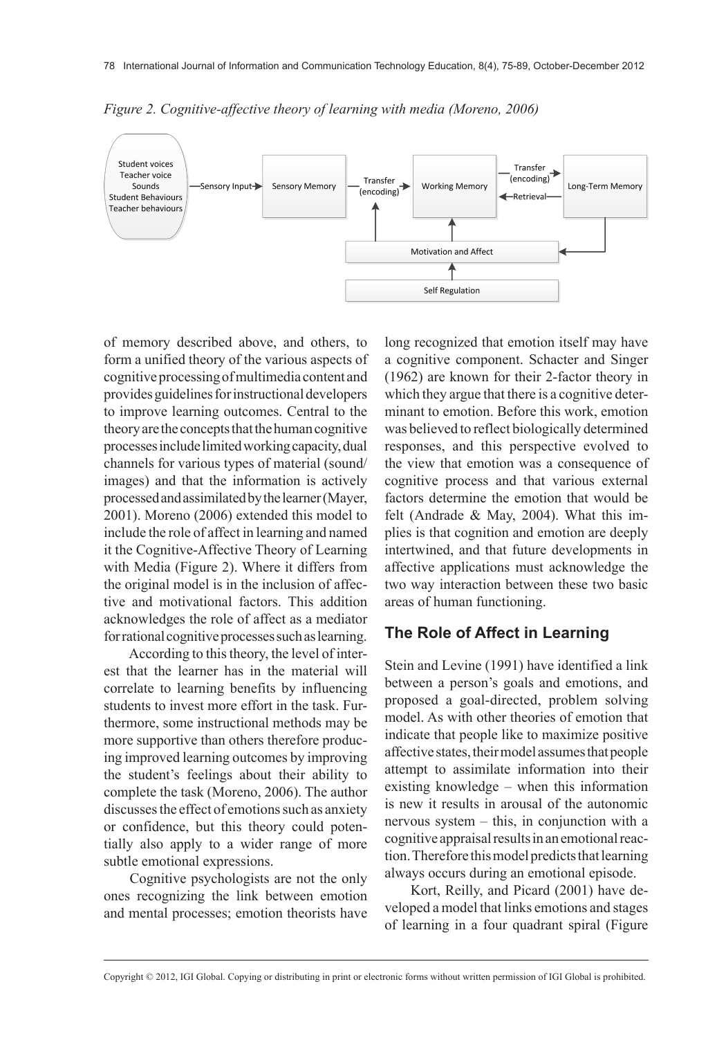*Figure 2. Cognitive-affective theory of learning with media (Moreno, 2006)*

of memory described above, and others, to form a unified theory of the various aspects of cognitive processing of multimedia content and provides guidelines for instructional developers to improve learning outcomes. Central to the theory are the concepts that the human cognitive processes include limited working capacity, dual channels for various types of material (sound/images) and that the information is actively processed and assimilated by the learner (Mayer, 2001). Moreno (2006) extended this model to include the role of affect in learning and named it the Cognitive-Affective Theory of Learning with Media (Figure 2). Where it differs from the original model is in the inclusion of affective and motivational factors. This addition acknowledges the role of affect as a mediator for rational cognitive processes such as learning.

According to this theory, the level of interest that the learner has in the material will correlate to learning benefits by influencing students to invest more effort in the task. Furthermore, some instructional methods may be more supportive than others therefore producing improved learning outcomes by improving the student's feelings about their ability to complete the task (Moreno, 2006). The author discusses the effect of emotions such as anxiety or confidence, but this theory could potentially also apply to a wider range of more subtle emotional expressions.

Cognitive psychologists are not the only ones recognizing the link between emotion and mental processes; emotion theorists have long recognized that emotion itself may have a cognitive component. Schacter and Singer (1962) are known for their 2-factor theory in which they argue that there is a cognitive determinant to emotion. Before this work, emotion was believed to reflect biologically determined responses, and this perspective evolved to the view that emotion was a consequence of cognitive process and that various external factors determine the emotion that would be felt (Andrade & May, 2004). What this implies is that cognition and emotion are deeply intertwined, and that future developments in affective applications must acknowledge the two way interaction between these two basic areas of human functioning.

## The Role of Affect in Learning

Stein and Levine (1991) have identified a link between a person's goals and emotions, and proposed a goal-directed, problem solving model. As with other theories of emotion that indicate that people like to maximize positive affective states, their model assumes that people attempt to assimilate information into their existing knowledge – when this information is new it results in arousal of the autonomic nervous system – this, in conjunction with a cognitive appraisal results in an emotional reaction. Therefore this model predicts that learning always occurs during an emotional episode.

Kort, Reilly, and Picard (2001) have developed a model that links emotions and stages of learning in a four quadrant spiral (Figure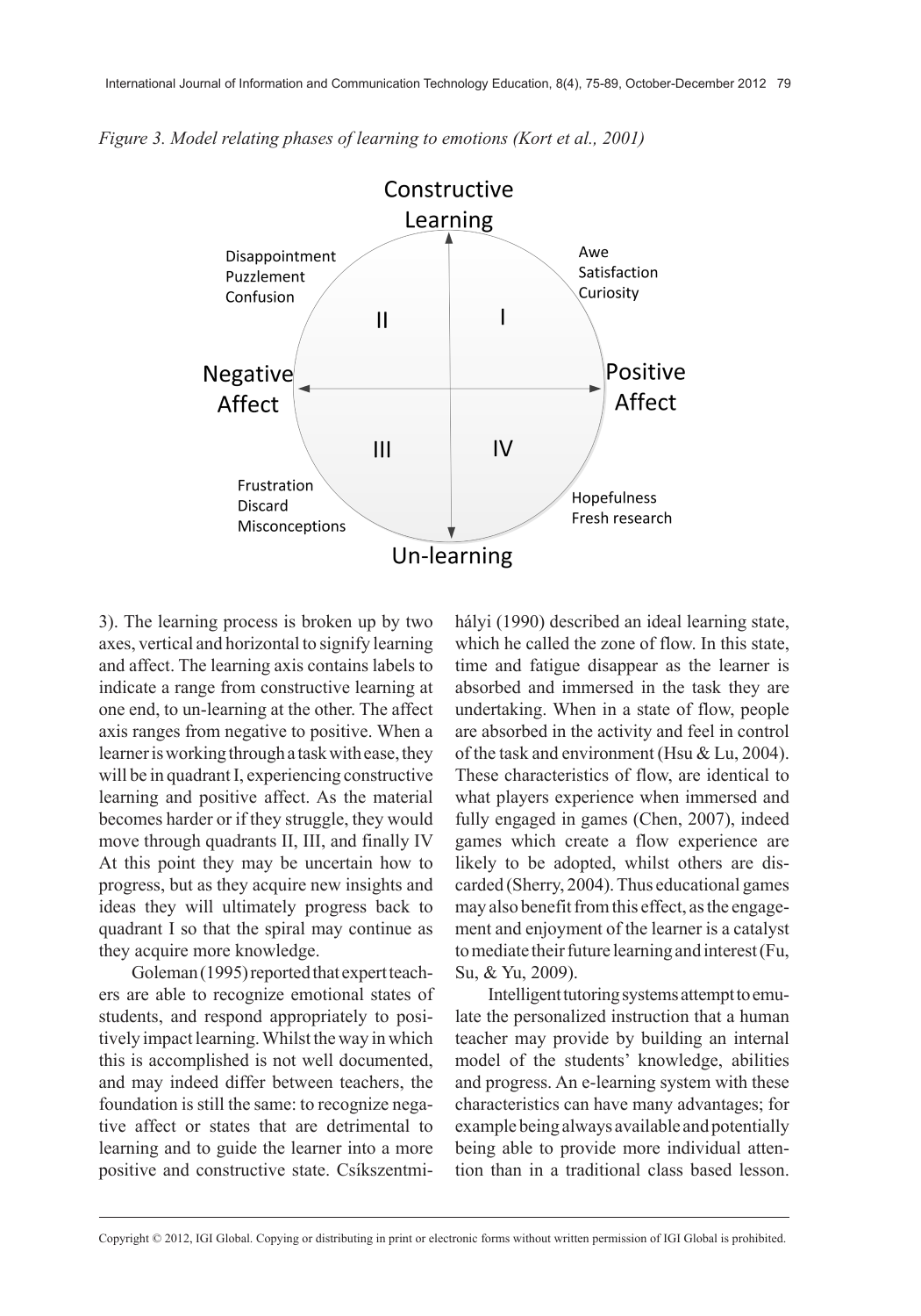*Figure 3. Model relating phases of learning to emotions (Kort et al., 2001)*

3). The learning process is broken up by two axes, vertical and horizontal to signify learning and affect. The learning axis contains labels to indicate a range from constructive learning at one end, to un-learning at the other. The affect axis ranges from negative to positive. When a learner is working through a task with ease, they will be in quadrant I, experiencing constructive learning and positive affect. As the material becomes harder or if they struggle, they would move through quadrants II, III, and finally IV At this point they may be uncertain how to progress, but as they acquire new insights and ideas they will ultimately progress back to quadrant I so that the spiral may continue as they acquire more knowledge.

Goleman (1995) reported that expert teachers are able to recognize emotional states of students, and respond appropriately to positively impact learning. Whilst the way in which this is accomplished is not well documented, and may indeed differ between teachers, the foundation is still the same: to recognize negative affect or states that are detrimental to learning and to guide the learner into a more positive and constructive state. Csíkszentmihályi (1990) described an ideal learning state, which he called the zone of flow. In this state, time and fatigue disappear as the learner is absorbed and immersed in the task they are undertaking. When in a state of flow, people are absorbed in the activity and feel in control of the task and environment (Hsu & Lu, 2004). These characteristics of flow, are identical to what players experience when immersed and fully engaged in games (Chen, 2007), indeed games which create a flow experience are likely to be adopted, whilst others are discarded (Sherry, 2004). Thus educational games may also benefit from this effect, as the engagement and enjoyment of the learner is a catalyst to mediate their future learning and interest (Fu, Su, & Yu, 2009).

Intelligent tutoring systems attempt to emulate the personalized instruction that a human teacher may provide by building an internal model of the students' knowledge, abilities and progress. An e-learning system with these characteristics can have many advantages; for example being always available and potentially being able to provide more individual attention than in a traditional class based lesson.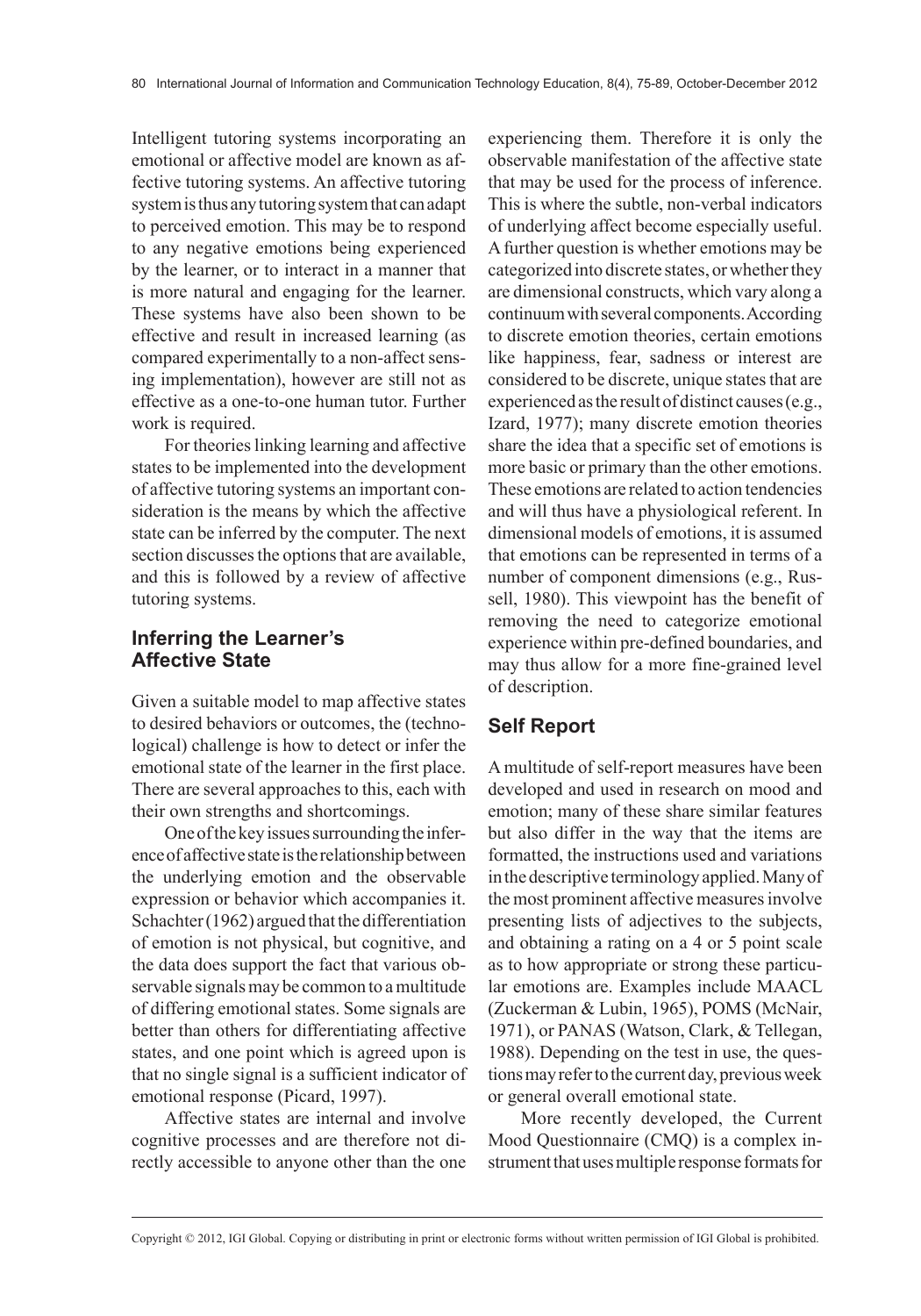Intelligent tutoring systems incorporating an emotional or affective model are known as affective tutoring systems. An affective tutoring system is thus any tutoring system that can adapt to perceived emotion. This may be to respond to any negative emotions being experienced by the learner, or to interact in a manner that is more natural and engaging for the learner. These systems have also been shown to be effective and result in increased learning (as compared experimentally to a non-affect sensing implementation), however are still not as effective as a one-to-one human tutor. Further work is required.

For theories linking learning and affective states to be implemented into the development of affective tutoring systems an important consideration is the means by which the affective state can be inferred by the computer. The next section discusses the options that are available, and this is followed by a review of affective tutoring systems.

## Inferring the Learner's Affective State

Given a suitable model to map affective states to desired behaviors or outcomes, the (technological) challenge is how to detect or infer the emotional state of the learner in the first place. There are several approaches to this, each with their own strengths and shortcomings.

One of the key issues surrounding the inference of affective state is the relationship between the underlying emotion and the observable expression or behavior which accompanies it. Schachter (1962) argued that the differentiation of emotion is not physical, but cognitive, and the data does support the fact that various observable signals may be common to a multitude of differing emotional states. Some signals are better than others for differentiating affective states, and one point which is agreed upon is that no single signal is a sufficient indicator of emotional response (Picard, 1997).

Affective states are internal and involve cognitive processes and are therefore not directly accessible to anyone other than the one experiencing them. Therefore it is only the observable manifestation of the affective state that may be used for the process of inference. This is where the subtle, non-verbal indicators of underlying affect become especially useful. A further question is whether emotions may be categorized into discrete states, or whether they are dimensional constructs, which vary along a continuum with several components. According to discrete emotion theories, certain emotions like happiness, fear, sadness or interest are considered to be discrete, unique states that are experienced as the result of distinct causes (e.g., Izard, 1977); many discrete emotion theories share the idea that a specific set of emotions is more basic or primary than the other emotions. These emotions are related to action tendencies and will thus have a physiological referent. In dimensional models of emotions, it is assumed that emotions can be represented in terms of a number of component dimensions (e.g., Russell, 1980). This viewpoint has the benefit of removing the need to categorize emotional experience within pre-defined boundaries, and may thus allow for a more fine-grained level of description.

## Self Report

A multitude of self-report measures have been developed and used in research on mood and emotion; many of these share similar features but also differ in the way that the items are formatted, the instructions used and variations in the descriptive terminology applied. Many of the most prominent affective measures involve presenting lists of adjectives to the subjects, and obtaining a rating on a 4 or 5 point scale as to how appropriate or strong these particular emotions are. Examples include MAACL (Zuckerman & Lubin, 1965), POMS (McNair, 1971), or PANAS (Watson, Clark, & Tellegan, 1988). Depending on the test in use, the questions may refer to the current day, previous week or general overall emotional state.

More recently developed, the Current Mood Questionnaire (CMQ) is a complex instrument that uses multiple response formats for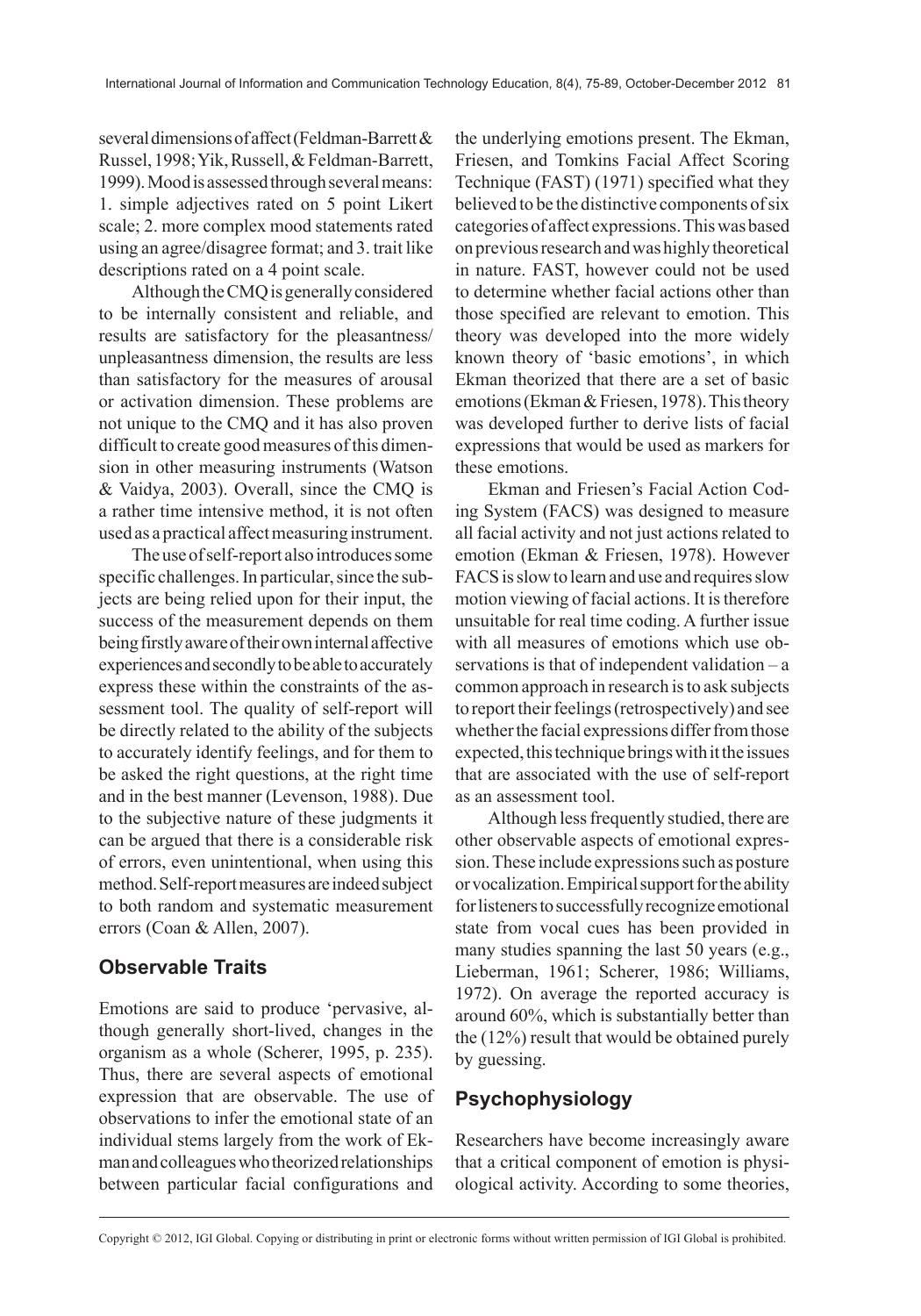several dimensions of affect (Feldman-Barrett & Russel, 1998; Yik, Russell, & Feldman-Barrett, 1999). Mood is assessed through several means: 1. simple adjectives rated on 5 point Likert scale; 2. more complex mood statements rated using an agree/disagree format; and 3. trait like descriptions rated on a 4 point scale.

Although the CMQ is generally considered to be internally consistent and reliable, and results are satisfactory for the pleasantness/unpleasantness dimension, the results are less than satisfactory for the measures of arousal or activation dimension. These problems are not unique to the CMQ and it has also proven difficult to create good measures of this dimension in other measuring instruments (Watson & Vaidya, 2003). Overall, since the CMQ is a rather time intensive method, it is not often used as a practical affect measuring instrument.

The use of self-report also introduces some specific challenges. In particular, since the subjects are being relied upon for their input, the success of the measurement depends on them being firstly aware of their own internal affective experiences and secondly to be able to accurately express these within the constraints of the assessment tool. The quality of self-report will be directly related to the ability of the subjects to accurately identify feelings, and for them to be asked the right questions, at the right time and in the best manner (Levenson, 1988). Due to the subjective nature of these judgments it can be argued that there is a considerable risk of errors, even unintentional, when using this method. Self-report measures are indeed subject to both random and systematic measurement errors (Coan & Allen, 2007).

## Observable Traits

Emotions are said to produce 'pervasive, although generally short-lived, changes in the organism as a whole (Scherer, 1995, p. 235). Thus, there are several aspects of emotional expression that are observable. The use of observations to infer the emotional state of an individual stems largely from the work of Ekman and colleagues who theorized relationships between particular facial configurations and the underlying emotions present. The Ekman, Friesen, and Tomkins Facial Affect Scoring Technique (FAST) (1971) specified what they believed to be the distinctive components of six categories of affect expressions. This was based on previous research and was highly theoretical in nature. FAST, however could not be used to determine whether facial actions other than those specified are relevant to emotion. This theory was developed into the more widely known theory of 'basic emotions', in which Ekman theorized that there are a set of basic emotions (Ekman & Friesen, 1978). This theory was developed further to derive lists of facial expressions that would be used as markers for these emotions.

Ekman and Friesen's Facial Action Coding System (FACS) was designed to measure all facial activity and not just actions related to emotion (Ekman & Friesen, 1978). However FACS is slow to learn and use and requires slow motion viewing of facial actions. It is therefore unsuitable for real time coding. A further issue with all measures of emotions which use observations is that of independent validation – a common approach in research is to ask subjects to report their feelings (retrospectively) and see whether the facial expressions differ from those expected, this technique brings with it the issues that are associated with the use of self-report as an assessment tool.

Although less frequently studied, there are other observable aspects of emotional expression. These include expressions such as posture or vocalization. Empirical support for the ability for listeners to successfully recognize emotional state from vocal cues has been provided in many studies spanning the last 50 years (e.g., Lieberman, 1961; Scherer, 1986; Williams, 1972). On average the reported accuracy is around 60%, which is substantially better than the (12%) result that would be obtained purely by guessing.

## Psychophysiology

Researchers have become increasingly aware that a critical component of emotion is physiological activity. According to some theories,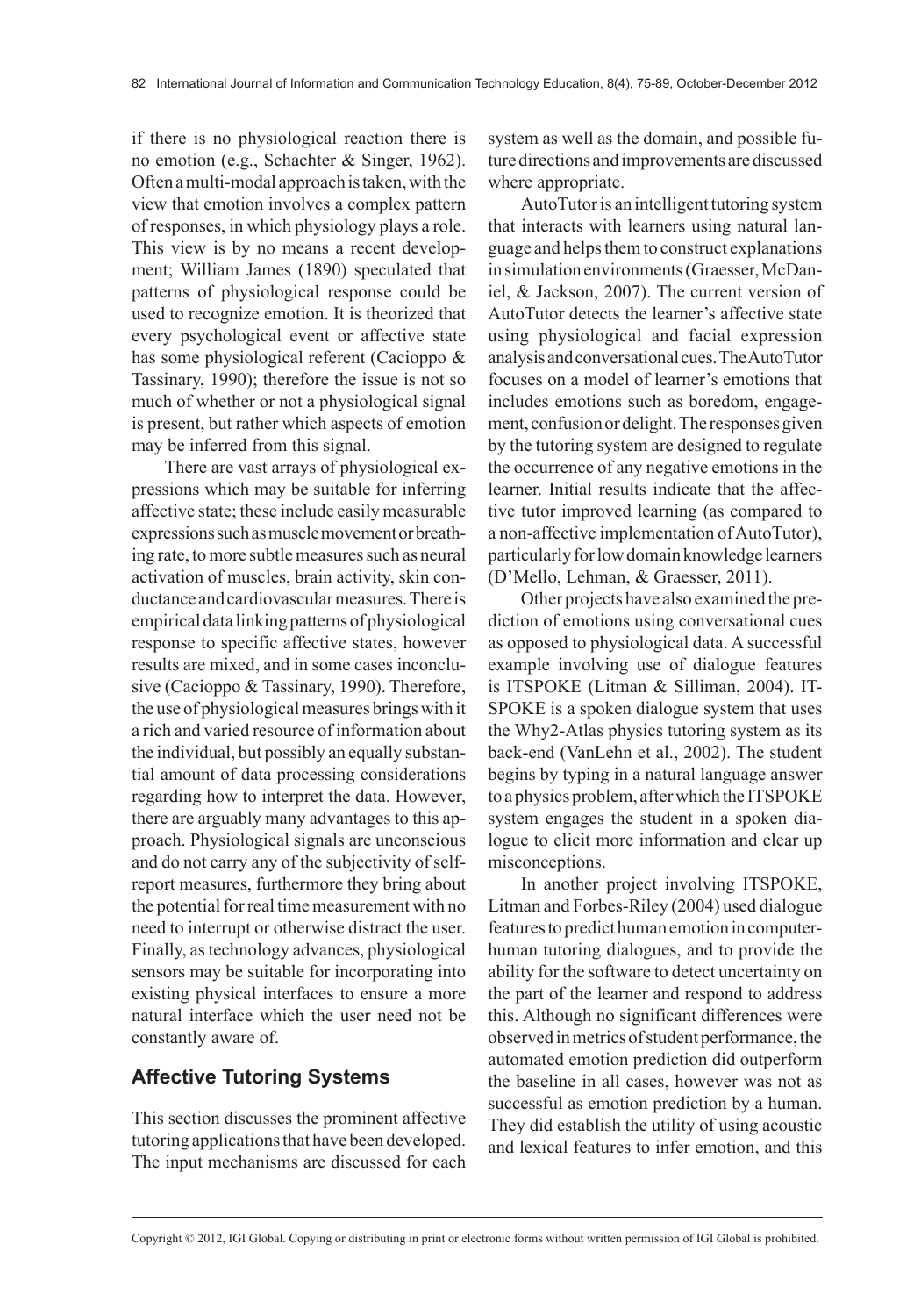if there is no physiological reaction there is no emotion (e.g., Schachter & Singer, 1962). Often a multi-modal approach is taken, with the view that emotion involves a complex pattern of responses, in which physiology plays a role. This view is by no means a recent development; William James (1890) speculated that patterns of physiological response could be used to recognize emotion. It is theorized that every psychological event or affective state has some physiological referent (Cacioppo & Tassinary, 1990); therefore the issue is not so much of whether or not a physiological signal is present, but rather which aspects of emotion may be inferred from this signal.

There are vast arrays of physiological expressions which may be suitable for inferring affective state; these include easily measurable expressions such as muscle movement or breathing rate, to more subtle measures such as neural activation of muscles, brain activity, skin conductance and cardiovascular measures. There is empirical data linking patterns of physiological response to specific affective states, however results are mixed, and in some cases inconclusive (Cacioppo & Tassinary, 1990). Therefore, the use of physiological measures brings with it a rich and varied resource of information about the individual, but possibly an equally substantial amount of data processing considerations regarding how to interpret the data. However, there are arguably many advantages to this approach. Physiological signals are unconscious and do not carry any of the subjectivity of self-report measures, furthermore they bring about the potential for real time measurement with no need to interrupt or otherwise distract the user. Finally, as technology advances, physiological sensors may be suitable for incorporating into existing physical interfaces to ensure a more natural interface which the user need not be constantly aware of.

## Affective Tutoring Systems

This section discusses the prominent affective tutoring applications that have been developed. The input mechanisms are discussed for each system as well as the domain, and possible future directions and improvements are discussed where appropriate.

AutoTutor is an intelligent tutoring system that interacts with learners using natural language and helps them to construct explanations in simulation environments (Graesser, McDaniel, & Jackson, 2007). The current version of AutoTutor detects the learner's affective state using physiological and facial expression analysis and conversational cues. The AutoTutor focuses on a model of learner's emotions that includes emotions such as boredom, engagement, confusion or delight. The responses given by the tutoring system are designed to regulate the occurrence of any negative emotions in the learner. Initial results indicate that the affective tutor improved learning (as compared to a non-affective implementation of AutoTutor), particularly for low domain knowledge learners (D'Mello, Lehman, & Graesser, 2011).

Other projects have also examined the prediction of emotions using conversational cues as opposed to physiological data. A successful example involving use of dialogue features is ITSPOKE (Litman & Silliman, 2004). ITSPOKE is a spoken dialogue system that uses the Why2-Atlas physics tutoring system as its back-end (VanLehn et al., 2002). The student begins by typing in a natural language answer to a physics problem, after which the ITSPOKE system engages the student in a spoken dialogue to elicit more information and clear up misconceptions.

In another project involving ITSPOKE, Litman and Forbes-Riley (2004) used dialogue features to predict human emotion in computer-human tutoring dialogues, and to provide the ability for the software to detect uncertainty on the part of the learner and respond to address this. Although no significant differences were observed in metrics of student performance, the automated emotion prediction did outperform the baseline in all cases, however was not as successful as emotion prediction by a human. They did establish the utility of using acoustic and lexical features to infer emotion, and this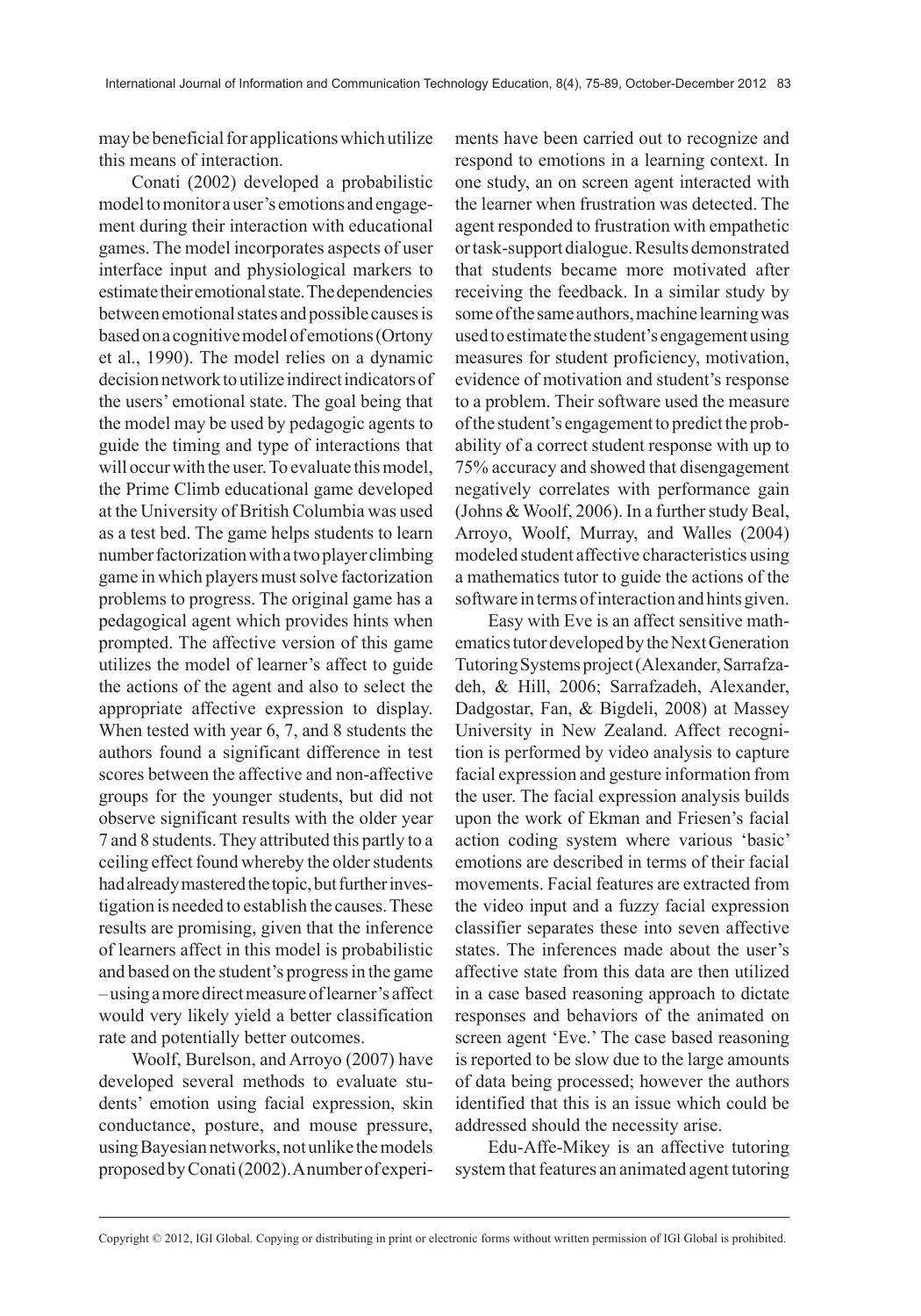may be beneficial for applications which utilize this means of interaction.

Conati (2002) developed a probabilistic model to monitor a user's emotions and engagement during their interaction with educational games. The model incorporates aspects of user interface input and physiological markers to estimate their emotional state. The dependencies between emotional states and possible causes is based on a cognitive model of emotions (Ortony et al., 1990). The model relies on a dynamic decision network to utilize indirect indicators of the users' emotional state. The goal being that the model may be used by pedagogic agents to guide the timing and type of interactions that will occur with the user. To evaluate this model, the Prime Climb educational game developed at the University of British Columbia was used as a test bed. The game helps students to learn number factorization with a two player climbing game in which players must solve factorization problems to progress. The original game has a pedagogical agent which provides hints when prompted. The affective version of this game utilizes the model of learner's affect to guide the actions of the agent and also to select the appropriate affective expression to display. When tested with year 6, 7, and 8 students the authors found a significant difference in test scores between the affective and non-affective groups for the younger students, but did not observe significant results with the older year 7 and 8 students. They attributed this partly to a ceiling effect found whereby the older students had already mastered the topic, but further investigation is needed to establish the causes. These results are promising, given that the inference of learners affect in this model is probabilistic and based on the student's progress in the game – using a more direct measure of learner's affect would very likely yield a better classification rate and potentially better outcomes.

Woolf, Burelson, and Arroyo (2007) have developed several methods to evaluate students' emotion using facial expression, skin conductance, posture, and mouse pressure, using Bayesian networks, not unlike the models proposed by Conati (2002). A number of experiments have been carried out to recognize and respond to emotions in a learning context. In one study, an on screen agent interacted with the learner when frustration was detected. The agent responded to frustration with empathetic or task-support dialogue. Results demonstrated that students became more motivated after receiving the feedback. In a similar study by some of the same authors, machine learning was used to estimate the student's engagement using measures for student proficiency, motivation, evidence of motivation and student's response to a problem. Their software used the measure of the student's engagement to predict the probability of a correct student response with up to 75% accuracy and showed that disengagement negatively correlates with performance gain (Johns & Woolf, 2006). In a further study Beal, Arroyo, Woolf, Murray, and Walles (2004) modeled student affective characteristics using a mathematics tutor to guide the actions of the software in terms of interaction and hints given.

Easy with Eve is an affect sensitive mathematics tutor developed by the Next Generation Tutoring Systems project (Alexander, Sarrafzadeh, & Hill, 2006; Sarrafzadeh, Alexander, Dadgostar, Fan, & Bigdeli, 2008) at Massey University in New Zealand. Affect recognition is performed by video analysis to capture facial expression and gesture information from the user. The facial expression analysis builds upon the work of Ekman and Friesen's facial action coding system where various 'basic' emotions are described in terms of their facial movements. Facial features are extracted from the video input and a fuzzy facial expression classifier separates these into seven affective states. The inferences made about the user's affective state from this data are then utilized in a case based reasoning approach to dictate responses and behaviors of the animated on screen agent 'Eve.' The case based reasoning is reported to be slow due to the large amounts of data being processed; however the authors identified that this is an issue which could be addressed should the necessity arise.

Edu-Affe-Mikey is an affective tutoring system that features an animated agent tutoring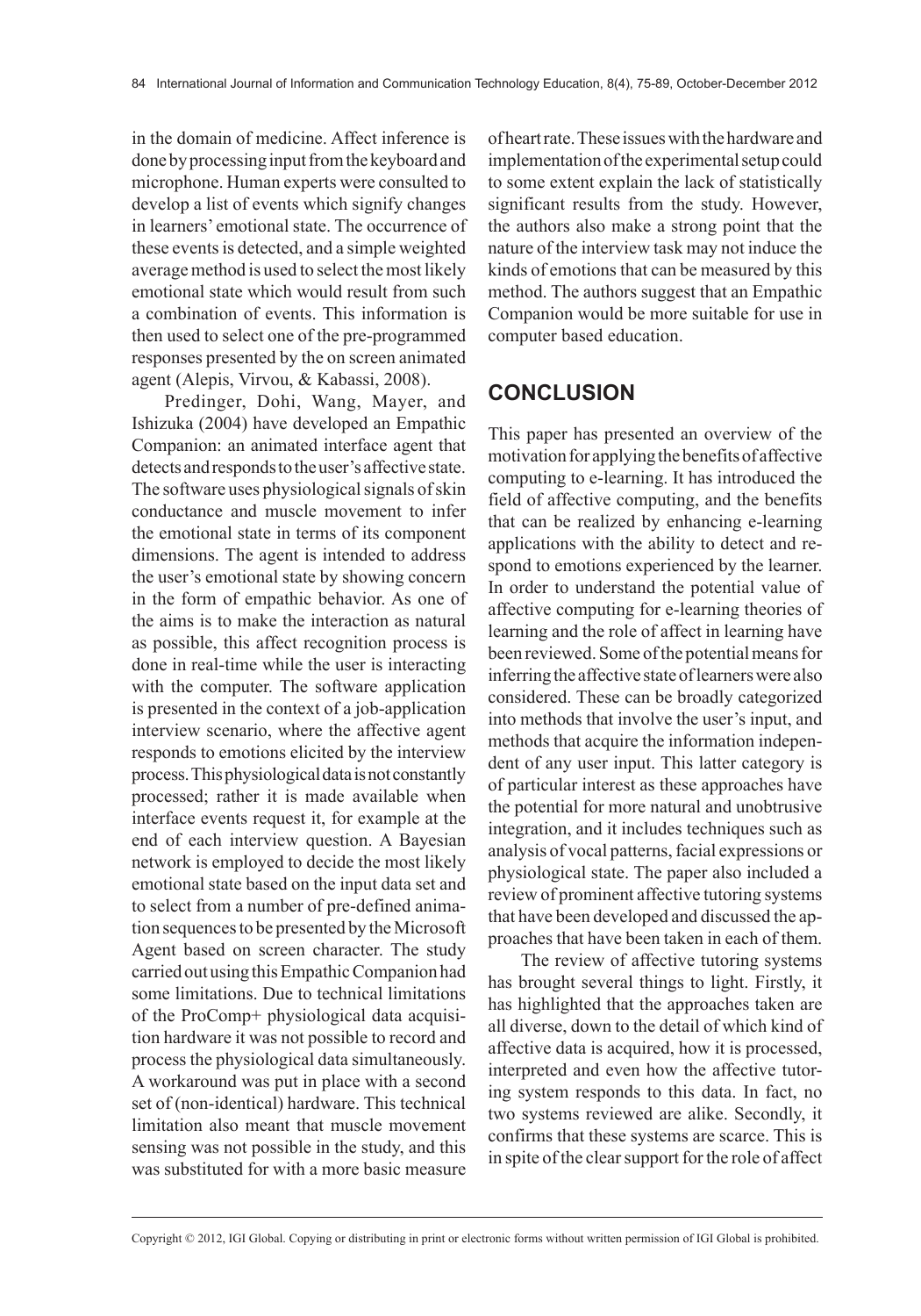in the domain of medicine. Affect inference is done by processing input from the keyboard and microphone. Human experts were consulted to develop a list of events which signify changes in learners' emotional state. The occurrence of these events is detected, and a simple weighted average method is used to select the most likely emotional state which would result from such a combination of events. This information is then used to select one of the pre-programmed responses presented by the on screen animated agent (Alepis, Virvou, & Kabassi, 2008).

Predinger, Dohi, Wang, Mayer, and Ishizuka (2004) have developed an Empathic Companion: an animated interface agent that detects and responds to the user's affective state. The software uses physiological signals of skin conductance and muscle movement to infer the emotional state in terms of its component dimensions. The agent is intended to address the user's emotional state by showing concern in the form of empathic behavior. As one of the aims is to make the interaction as natural as possible, this affect recognition process is done in real-time while the user is interacting with the computer. The software application is presented in the context of a job-application interview scenario, where the affective agent responds to emotions elicited by the interview process. This physiological data is not constantly processed; rather it is made available when interface events request it, for example at the end of each interview question. A Bayesian network is employed to decide the most likely emotional state based on the input data set and to select from a number of pre-defined animation sequences to be presented by the Microsoft Agent based on screen character. The study carried out using this Empathic Companion had some limitations. Due to technical limitations of the ProComp+ physiological data acquisition hardware it was not possible to record and process the physiological data simultaneously. A workaround was put in place with a second set of (non-identical) hardware. This technical limitation also meant that muscle movement sensing was not possible in the study, and this was substituted for with a more basic measure of heart rate. These issues with the hardware and implementation of the experimental setup could to some extent explain the lack of statistically significant results from the study. However, the authors also make a strong point that the nature of the interview task may not induce the kinds of emotions that can be measured by this method. The authors suggest that an Empathic Companion would be more suitable for use in computer based education.

## CONCLUSION

This paper has presented an overview of the motivation for applying the benefits of affective computing to e-learning. It has introduced the field of affective computing, and the benefits that can be realized by enhancing e-learning applications with the ability to detect and respond to emotions experienced by the learner. In order to understand the potential value of affective computing for e-learning theories of learning and the role of affect in learning have been reviewed. Some of the potential means for inferring the affective state of learners were also considered. These can be broadly categorized into methods that involve the user's input, and methods that acquire the information independent of any user input. This latter category is of particular interest as these approaches have the potential for more natural and unobtrusive integration, and it includes techniques such as analysis of vocal patterns, facial expressions or physiological state. The paper also included a review of prominent affective tutoring systems that have been developed and discussed the approaches that have been taken in each of them.

The review of affective tutoring systems has brought several things to light. Firstly, it has highlighted that the approaches taken are all diverse, down to the detail of which kind of affective data is acquired, how it is processed, interpreted and even how the affective tutoring system responds to this data. In fact, no two systems reviewed are alike. Secondly, it confirms that these systems are scarce. This is in spite of the clear support for the role of affect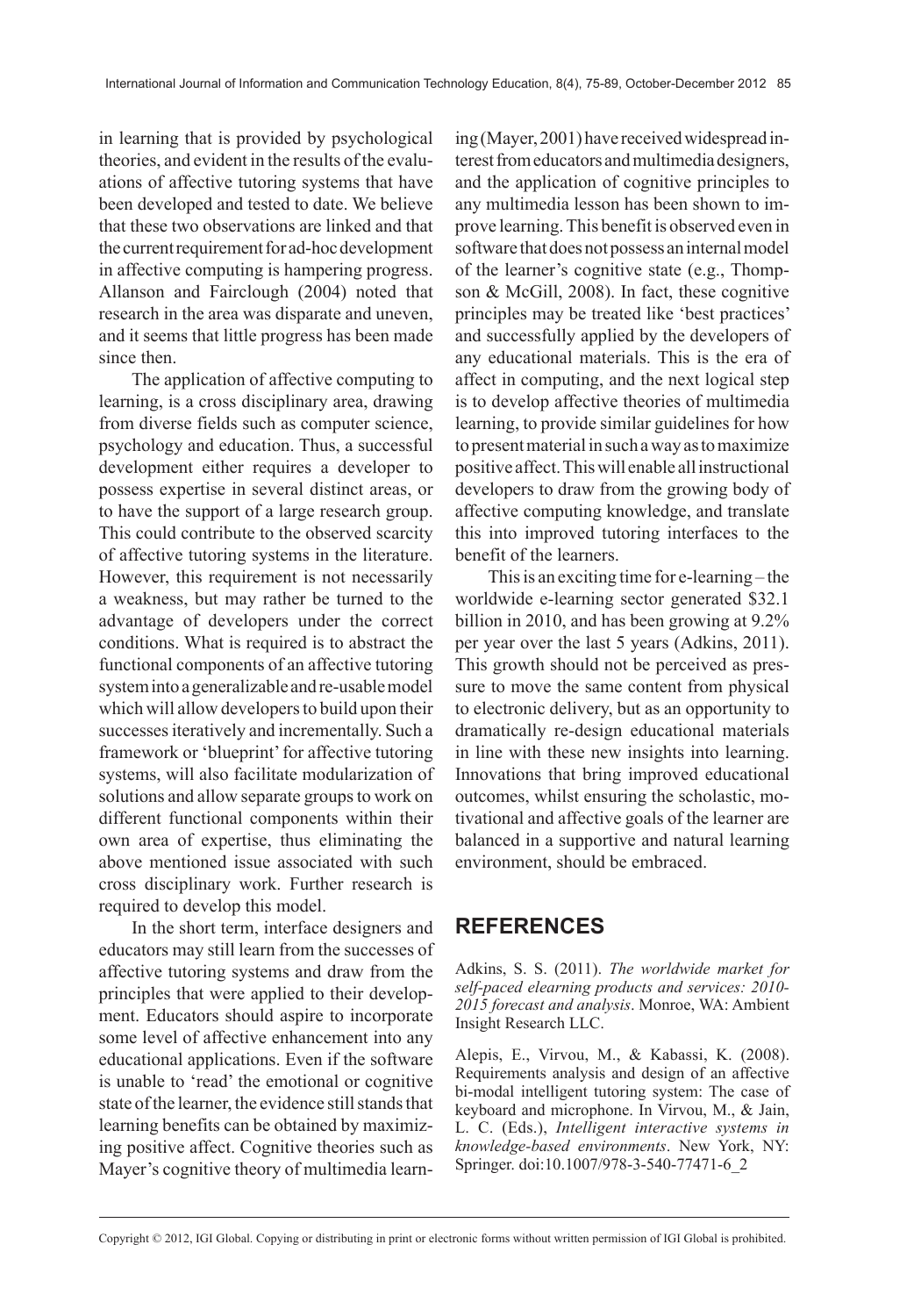in learning that is provided by psychological theories, and evident in the results of the evaluations of affective tutoring systems that have been developed and tested to date. We believe that these two observations are linked and that the current requirement for ad-hoc development in affective computing is hampering progress. Allanson and Fairclough (2004) noted that research in the area was disparate and uneven, and it seems that little progress has been made since then.

The application of affective computing to learning, is a cross disciplinary area, drawing from diverse fields such as computer science, psychology and education. Thus, a successful development either requires a developer to possess expertise in several distinct areas, or to have the support of a large research group. This could contribute to the observed scarcity of affective tutoring systems in the literature. However, this requirement is not necessarily a weakness, but may rather be turned to the advantage of developers under the correct conditions. What is required is to abstract the functional components of an affective tutoring system into a generalizable and re-usable model which will allow developers to build upon their successes iteratively and incrementally. Such a framework or 'blueprint' for affective tutoring systems, will also facilitate modularization of solutions and allow separate groups to work on different functional components within their own area of expertise, thus eliminating the above mentioned issue associated with such cross disciplinary work. Further research is required to develop this model.

In the short term, interface designers and educators may still learn from the successes of affective tutoring systems and draw from the principles that were applied to their development. Educators should aspire to incorporate some level of affective enhancement into any educational applications. Even if the software is unable to 'read' the emotional or cognitive state of the learner, the evidence still stands that learning benefits can be obtained by maximizing positive affect. Cognitive theories such as Mayer's cognitive theory of multimedia learning (Mayer, 2001) have received widespread interest from educators and multimedia designers, and the application of cognitive principles to any multimedia lesson has been shown to improve learning. This benefit is observed even in software that does not possess an internal model of the learner's cognitive state (e.g., Thompson & McGill, 2008). In fact, these cognitive principles may be treated like 'best practices' and successfully applied by the developers of any educational materials. This is the era of affect in computing, and the next logical step is to develop affective theories of multimedia learning, to provide similar guidelines for how to present material in such a way as to maximize positive affect. This will enable all instructional developers to draw from the growing body of affective computing knowledge, and translate this into improved tutoring interfaces to the benefit of the learners.

This is an exciting time for e-learning – the worldwide e-learning sector generated \$32.1 billion in 2010, and has been growing at 9.2% per year over the last 5 years (Adkins, 2011). This growth should not be perceived as pressure to move the same content from physical to electronic delivery, but as an opportunity to dramatically re-design educational materials in line with these new insights into learning. Innovations that bring improved educational outcomes, whilst ensuring the scholastic, motivational and affective goals of the learner are balanced in a supportive and natural learning environment, should be embraced.

## REFERENCES

Adkins, S. S. (2011). *The worldwide market for self-paced elearning products and services: 2010-2015 forecast and analysis*. Monroe, WA: Ambient Insight Research LLC.

Alepis, E., Virvou, M., & Kabassi, K. (2008). Requirements analysis and design of an affective bi-modal intelligent tutoring system: The case of keyboard and microphone. In Virvou, M., & Jain, L. C. (Eds.), *Intelligent interactive systems in knowledge-based environments*. New York, NY: Springer. doi:10.1007/978-3-540-77471-6_2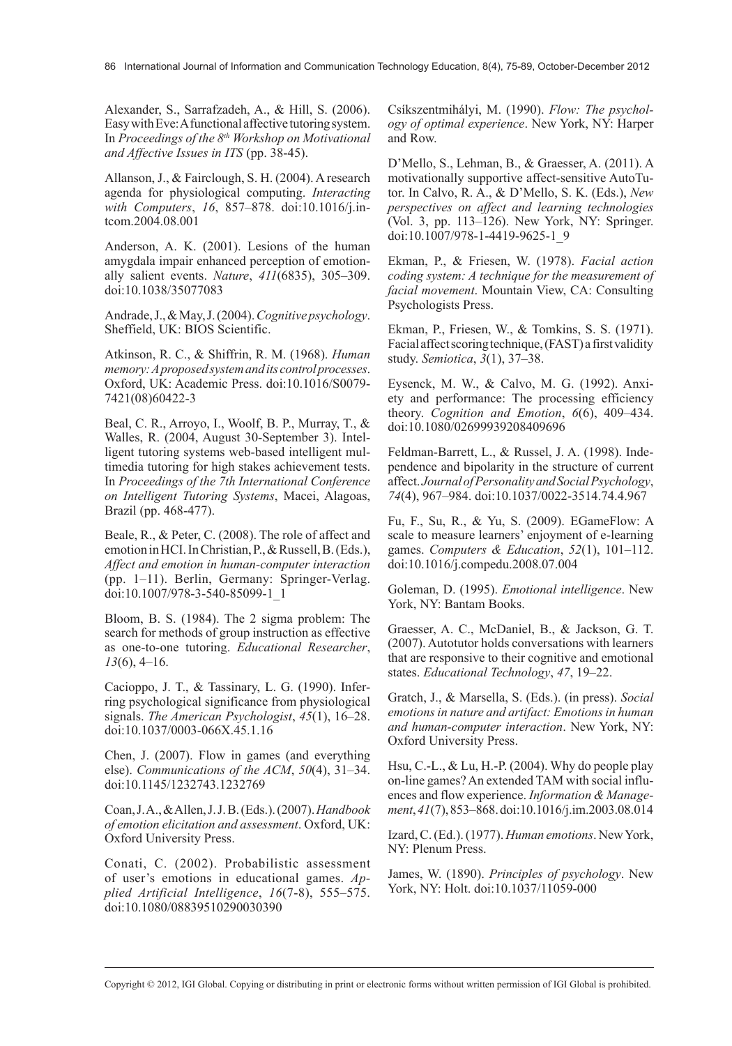Alexander, S., Sarrafzadeh, A., & Hill, S. (2006). Easy with Eve: A functional affective tutoring system. In *Proceedings of the 8th Workshop on Motivational and Affective Issues in ITS* (pp. 38-45).

Allanson, J., & Fairclough, S. H. (2004). A research agenda for physiological computing. *Interacting with Computers*, *16*, 857–878. doi:10.1016/j.intcom.2004.08.001

Anderson, A. K. (2001). Lesions of the human amygdala impair enhanced perception of emotionally salient events. *Nature*, *411*(6835), 305–309. doi:10.1038/35077083

Andrade, J., & May, J. (2004). *Cognitive psychology*. Sheffield, UK: BIOS Scientific.

Atkinson, R. C., & Shiffrin, R. M. (1968). *Human memory: A proposed system and its control processes*. Oxford, UK: Academic Press. doi:10.1016/S0079-7421(08)60422-3

Beal, C. R., Arroyo, I., Woolf, B. P., Murray, T., & Walles, R. (2004, August 30-September 3). Intelligent tutoring systems web-based intelligent multimedia tutoring for high stakes achievement tests. In *Proceedings of the 7th International Conference on Intelligent Tutoring Systems*, Macei, Alagoas, Brazil (pp. 468-477).

Beale, R., & Peter, C. (2008). The role of affect and emotion in HCI. In Christian, P., & Russell, B. (Eds.), *Affect and emotion in human-computer interaction* (pp. 1–11). Berlin, Germany: Springer-Verlag. doi:10.1007/978-3-540-85099-1_1

Bloom, B. S. (1984). The 2 sigma problem: The search for methods of group instruction as effective as one-to-one tutoring. *Educational Researcher*, *13*(6), 4–16.

Cacioppo, J. T., & Tassinary, L. G. (1990). Inferring psychological significance from physiological signals. *The American Psychologist*, *45*(1), 16–28. doi:10.1037/0003-066X.45.1.16

Chen, J. (2007). Flow in games (and everything else). *Communications of the ACM*, *50*(4), 31–34. doi:10.1145/1232743.1232769

Coan, J. A., & Allen, J. J. B. (Eds.). (2007). *Handbook of emotion elicitation and assessment*. Oxford, UK: Oxford University Press.

Conati, C. (2002). Probabilistic assessment of user's emotions in educational games. *Applied Artificial Intelligence*, *16*(7-8), 555–575. doi:10.1080/08839510290030390

Csíkszentmihályi, M. (1990). *Flow: The psychology of optimal experience*. New York, NY: Harper and Row.

D'Mello, S., Lehman, B., & Graesser, A. (2011). A motivationally supportive affect-sensitive AutoTutor. In Calvo, R. A., & D'Mello, S. K. (Eds.), *New perspectives on affect and learning technologies* (Vol. 3, pp. 113–126). New York, NY: Springer. doi:10.1007/978-1-4419-9625-1_9

Ekman, P., & Friesen, W. (1978). *Facial action coding system: A technique for the measurement of facial movement*. Mountain View, CA: Consulting Psychologists Press.

Ekman, P., Friesen, W., & Tomkins, S. S. (1971). Facial affect scoring technique, (FAST) a first validity study. *Semiotica*, *3*(1), 37–38.

Eysenck, M. W., & Calvo, M. G. (1992). Anxiety and performance: The processing efficiency theory. *Cognition and Emotion*, *6*(6), 409–434. doi:10.1080/02699939208409696

Feldman-Barrett, L., & Russel, J. A. (1998). Independence and bipolarity in the structure of current affect. *Journal of Personality and Social Psychology*, *74*(4), 967–984. doi:10.1037/0022-3514.74.4.967

Fu, F., Su, R., & Yu, S. (2009). EGameFlow: A scale to measure learners' enjoyment of e-learning games. *Computers & Education*, *52*(1), 101–112. doi:10.1016/j.compedu.2008.07.004

Goleman, D. (1995). *Emotional intelligence*. New York, NY: Bantam Books.

Graesser, A. C., McDaniel, B., & Jackson, G. T. (2007). Autotutor holds conversations with learners that are responsive to their cognitive and emotional states. *Educational Technology*, *47*, 19–22.

Gratch, J., & Marsella, S. (Eds.). (in press). *Social emotions in nature and artifact: Emotions in human and human-computer interaction*. New York, NY: Oxford University Press.

Hsu, C.-L., & Lu, H.-P. (2004). Why do people play on-line games? An extended TAM with social influences and flow experience. *Information & Management*, *41*(7), 853–868. doi:10.1016/j.im.2003.08.014

Izard, C. (Ed.). (1977). *Human emotions*. New York, NY: Plenum Press.

James, W. (1890). *Principles of psychology*. New York, NY: Holt. doi:10.1037/11059-000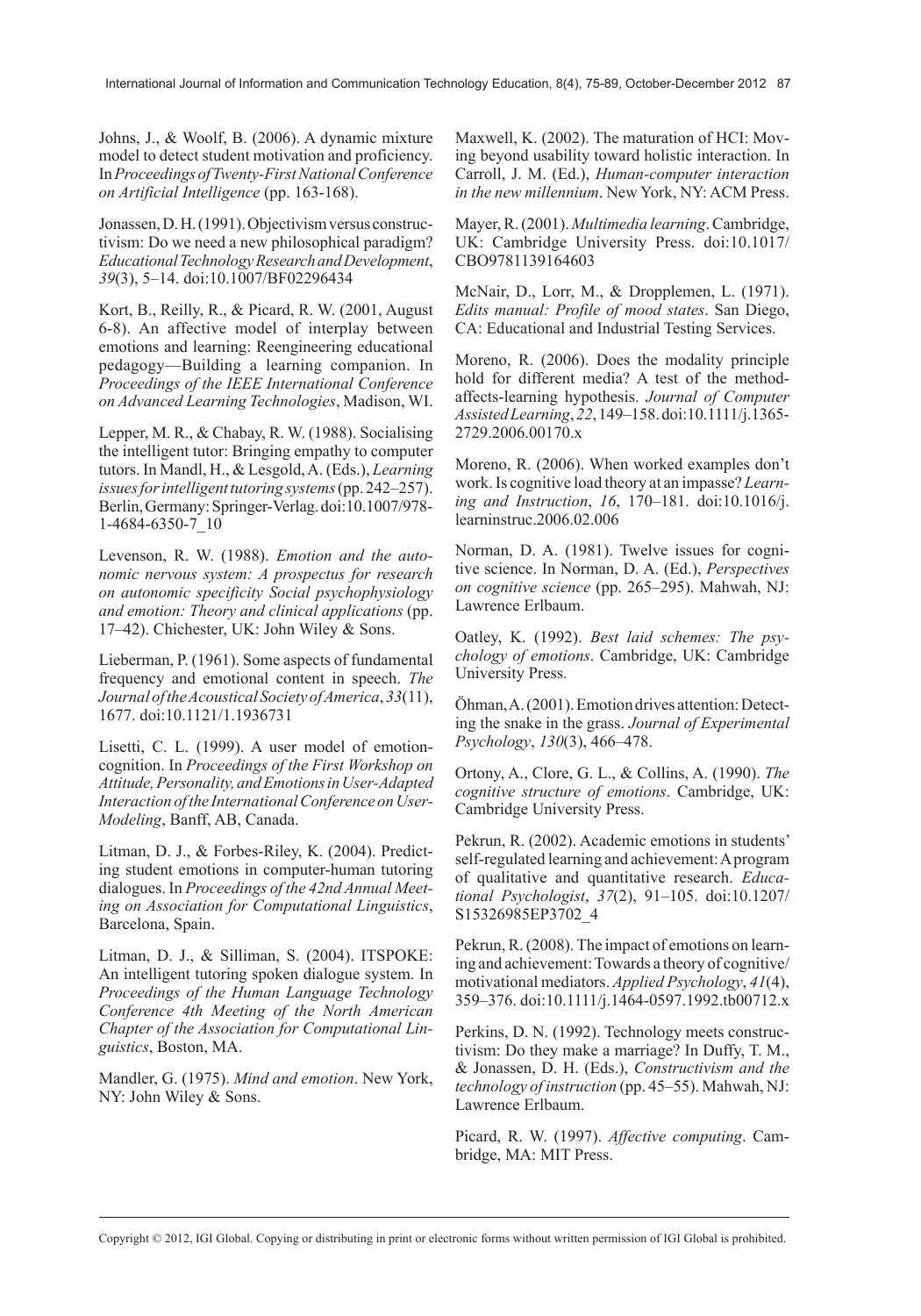Johns, J., & Woolf, B. (2006). A dynamic mixture model to detect student motivation and proficiency. In *Proceedings of Twenty-First National Conference on Artificial Intelligence* (pp. 163-168).

Jonassen, D. H. (1991). Objectivism versus constructivism: Do we need a new philosophical paradigm? *Educational Technology Research and Development*, *39*(3), 5–14. doi:10.1007/BF02296434

Kort, B., Reilly, R., & Picard, R. W. (2001, August 6-8). An affective model of interplay between emotions and learning: Reengineering educational pedagogy—Building a learning companion. In *Proceedings of the IEEE International Conference on Advanced Learning Technologies*, Madison, WI.

Lepper, M. R., & Chabay, R. W. (1988). Socialising the intelligent tutor: Bringing empathy to computer tutors. In Mandl, H., & Lesgold, A. (Eds.), *Learning issues for intelligent tutoring systems* (pp. 242–257). Berlin, Germany: Springer-Verlag. doi:10.1007/978-1-4684-6350-7_10

Levenson, R. W. (1988). *Emotion and the autonomic nervous system: A prospectus for research on autonomic specificity Social psychophysiology and emotion: Theory and clinical applications* (pp. 17–42). Chichester, UK: John Wiley & Sons.

Lieberman, P. (1961). Some aspects of fundamental frequency and emotional content in speech. *The Journal of the Acoustical Society of America*, *33*(11), 1677. doi:10.1121/1.1936731

Lisetti, C. L. (1999). A user model of emotion-cognition. In *Proceedings of the First Workshop on Attitude, Personality, and Emotions in User-Adapted Interaction of the International Conference on User-Modeling*, Banff, AB, Canada.

Litman, D. J., & Forbes-Riley, K. (2004). Predicting student emotions in computer-human tutoring dialogues. In *Proceedings of the 42nd Annual Meeting on Association for Computational Linguistics*, Barcelona, Spain.

Litman, D. J., & Silliman, S. (2004). ITSPOKE: An intelligent tutoring spoken dialogue system. In *Proceedings of the Human Language Technology Conference 4th Meeting of the North American Chapter of the Association for Computational Linguistics*, Boston, MA.

Mandler, G. (1975). *Mind and emotion*. New York, NY: John Wiley & Sons.

Maxwell, K. (2002). The maturation of HCI: Moving beyond usability toward holistic interaction. In Carroll, J. M. (Ed.), *Human-computer interaction in the new millennium*. New York, NY: ACM Press.

Mayer, R. (2001). *Multimedia learning*. Cambridge, UK: Cambridge University Press. doi:10.1017/CBO9781139164603

McNair, D., Lorr, M., & Dropplemen, L. (1971). *Edits manual: Profile of mood states*. San Diego, CA: Educational and Industrial Testing Services.

Moreno, R. (2006). Does the modality principle hold for different media? A test of the method-affects-learning hypothesis. *Journal of Computer Assisted Learning*, *22*, 149–158. doi:10.1111/j.1365-2729.2006.00170.x

Moreno, R. (2006). When worked examples don't work. Is cognitive load theory at an impasse? *Learning and Instruction*, *16*, 170–181. doi:10.1016/j.learninstruc.2006.02.006

Norman, D. A. (1981). Twelve issues for cognitive science. In Norman, D. A. (Ed.), *Perspectives on cognitive science* (pp. 265–295). Mahwah, NJ: Lawrence Erlbaum.

Oatley, K. (1992). *Best laid schemes: The psychology of emotions*. Cambridge, UK: Cambridge University Press.

Öhman, A. (2001). Emotion drives attention: Detecting the snake in the grass. *Journal of Experimental Psychology*, *130*(3), 466–478.

Ortony, A., Clore, G. L., & Collins, A. (1990). *The cognitive structure of emotions*. Cambridge, UK: Cambridge University Press.

Pekrun, R. (2002). Academic emotions in students' self-regulated learning and achievement: A program of qualitative and quantitative research. *Educational Psychologist*, *37*(2), 91–105. doi:10.1207/S15326985EP3702_4

Pekrun, R. (2008). The impact of emotions on learning and achievement: Towards a theory of cognitive/motivational mediators. *Applied Psychology*, *41*(4), 359–376. doi:10.1111/j.1464-0597.1992.tb00712.x

Perkins, D. N. (1992). Technology meets constructivism: Do they make a marriage? In Duffy, T. M., & Jonassen, D. H. (Eds.), *Constructivism and the technology of instruction* (pp. 45–55). Mahwah, NJ: Lawrence Erlbaum.

Picard, R. W. (1997). *Affective computing*. Cambridge, MA: MIT Press.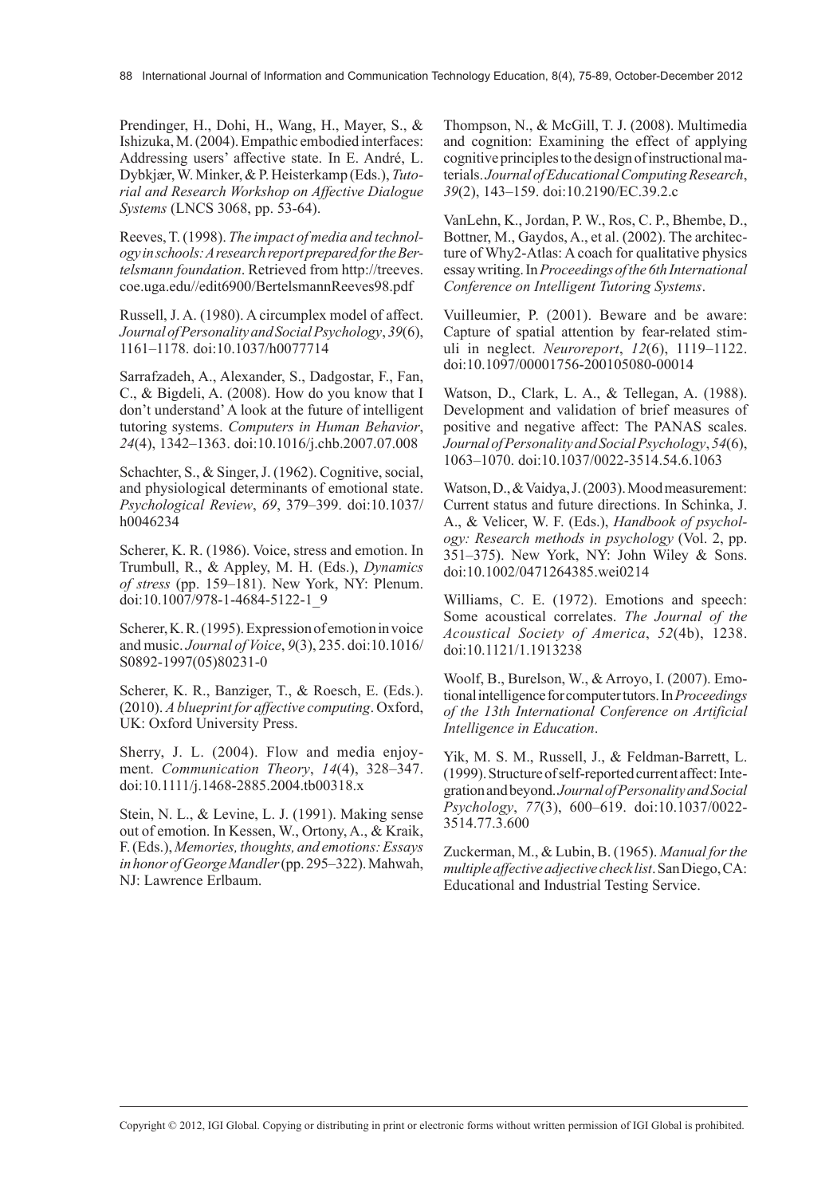Prendinger, H., Dohi, H., Wang, H., Mayer, S., & Ishizuka, M. (2004). Empathic embodied interfaces: Addressing users' affective state. In E. André, L. Dybkjær, W. Minker, & P. Heisterkamp (Eds.), *Tutorial and Research Workshop on Affective Dialogue Systems* (LNCS 3068, pp. 53-64).

Reeves, T. (1998). *The impact of media and technology in schools: A research report prepared for the Bertelsmann foundation*. Retrieved from http://treeves.coe.uga.edu//edit6900/BertelsmannReeves98.pdf

Russell, J. A. (1980). A circumplex model of affect. *Journal of Personality and Social Psychology*, *39*(6), 1161–1178. doi:10.1037/h0077714

Sarrafzadeh, A., Alexander, S., Dadgostar, F., Fan, C., & Bigdeli, A. (2008). How do you know that I don't understand' A look at the future of intelligent tutoring systems. *Computers in Human Behavior*, *24*(4), 1342–1363. doi:10.1016/j.chb.2007.07.008

Schachter, S., & Singer, J. (1962). Cognitive, social, and physiological determinants of emotional state. *Psychological Review*, *69*, 379–399. doi:10.1037/h0046234

Scherer, K. R. (1986). Voice, stress and emotion. In Trumbull, R., & Appley, M. H. (Eds.), *Dynamics of stress* (pp. 159–181). New York, NY: Plenum. doi:10.1007/978-1-4684-5122-1_9

Scherer, K. R. (1995). Expression of emotion in voice and music. *Journal of Voice*, *9*(3), 235. doi:10.1016/S0892-1997(05)80231-0

Scherer, K. R., Banziger, T., & Roesch, E. (Eds.). (2010). *A blueprint for affective computing*. Oxford, UK: Oxford University Press.

Sherry, J. L. (2004). Flow and media enjoyment. *Communication Theory*, *14*(4), 328–347. doi:10.1111/j.1468-2885.2004.tb00318.x

Stein, N. L., & Levine, L. J. (1991). Making sense out of emotion. In Kessen, W., Ortony, A., & Kraik, F. (Eds.), *Memories, thoughts, and emotions: Essays in honor of George Mandler* (pp. 295–322). Mahwah, NJ: Lawrence Erlbaum.

Thompson, N., & McGill, T. J. (2008). Multimedia and cognition: Examining the effect of applying cognitive principles to the design of instructional materials. *Journal of Educational Computing Research*, *39*(2), 143–159. doi:10.2190/EC.39.2.c

VanLehn, K., Jordan, P. W., Ros, C. P., Bhembe, D., Bottner, M., Gaydos, A., et al. (2002). The architecture of Why2-Atlas: A coach for qualitative physics essay writing. In *Proceedings of the 6th International Conference on Intelligent Tutoring Systems*.

Vuilleumier, P. (2001). Beware and be aware: Capture of spatial attention by fear-related stimuli in neglect. *Neuroreport*, *12*(6), 1119–1122. doi:10.1097/00001756-200105080-00014

Watson, D., Clark, L. A., & Tellegan, A. (1988). Development and validation of brief measures of positive and negative affect: The PANAS scales. *Journal of Personality and Social Psychology*, *54*(6), 1063–1070. doi:10.1037/0022-3514.54.6.1063

Watson, D., & Vaidya, J. (2003). Mood measurement: Current status and future directions. In Schinka, J. A., & Velicer, W. F. (Eds.), *Handbook of psychology: Research methods in psychology* (Vol. 2, pp. 351–375). New York, NY: John Wiley & Sons. doi:10.1002/0471264385.wei0214

Williams, C. E. (1972). Emotions and speech: Some acoustical correlates. *The Journal of the Acoustical Society of America*, *52*(4b), 1238. doi:10.1121/1.1913238

Woolf, B., Burelson, W., & Arroyo, I. (2007). Emotional intelligence for computer tutors. In *Proceedings of the 13th International Conference on Artificial Intelligence in Education*.

Yik, M. S. M., Russell, J., & Feldman-Barrett, L. (1999). Structure of self-reported current affect: Integration and beyond. *Journal of Personality and Social Psychology*, *77*(3), 600–619. doi:10.1037/0022-3514.77.3.600

Zuckerman, M., & Lubin, B. (1965). *Manual for the multiple affective adjective check list*. San Diego, CA: Educational and Industrial Testing Service.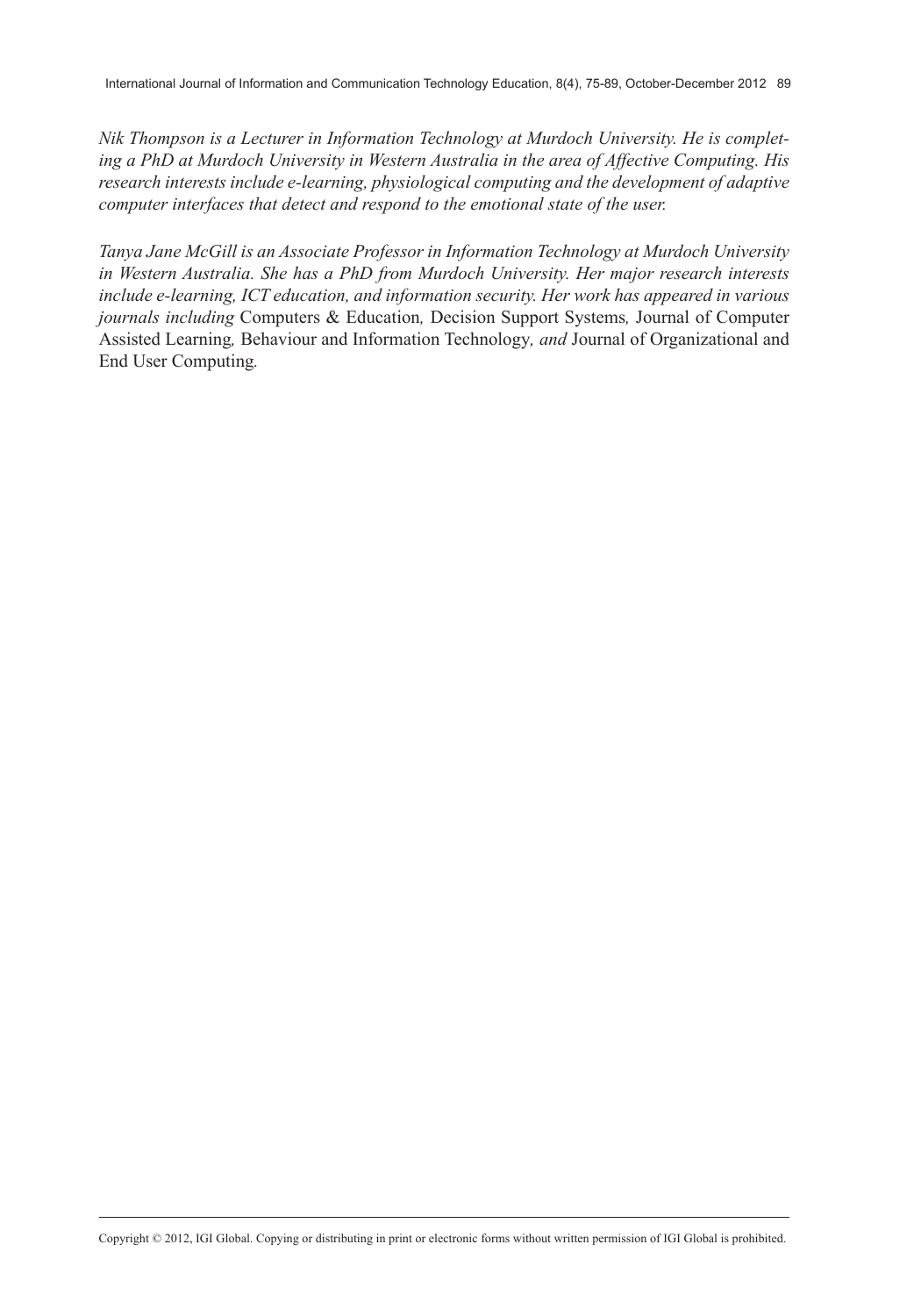*Nik Thompson is a Lecturer in Information Technology at Murdoch University. He is completing a PhD at Murdoch University in Western Australia in the area of Affective Computing. His research interests include e-learning, physiological computing and the development of adaptive computer interfaces that detect and respond to the emotional state of the user.*

*Tanya Jane McGill is an Associate Professor in Information Technology at Murdoch University in Western Australia. She has a PhD from Murdoch University. Her major research interests include e-learning, ICT education, and information security. Her work has appeared in various journals including* Computers & Education*,* Decision Support Systems*,* Journal of Computer Assisted Learning*,* Behaviour and Information Technology*, and* Journal of Organizational and End User Computing*.*